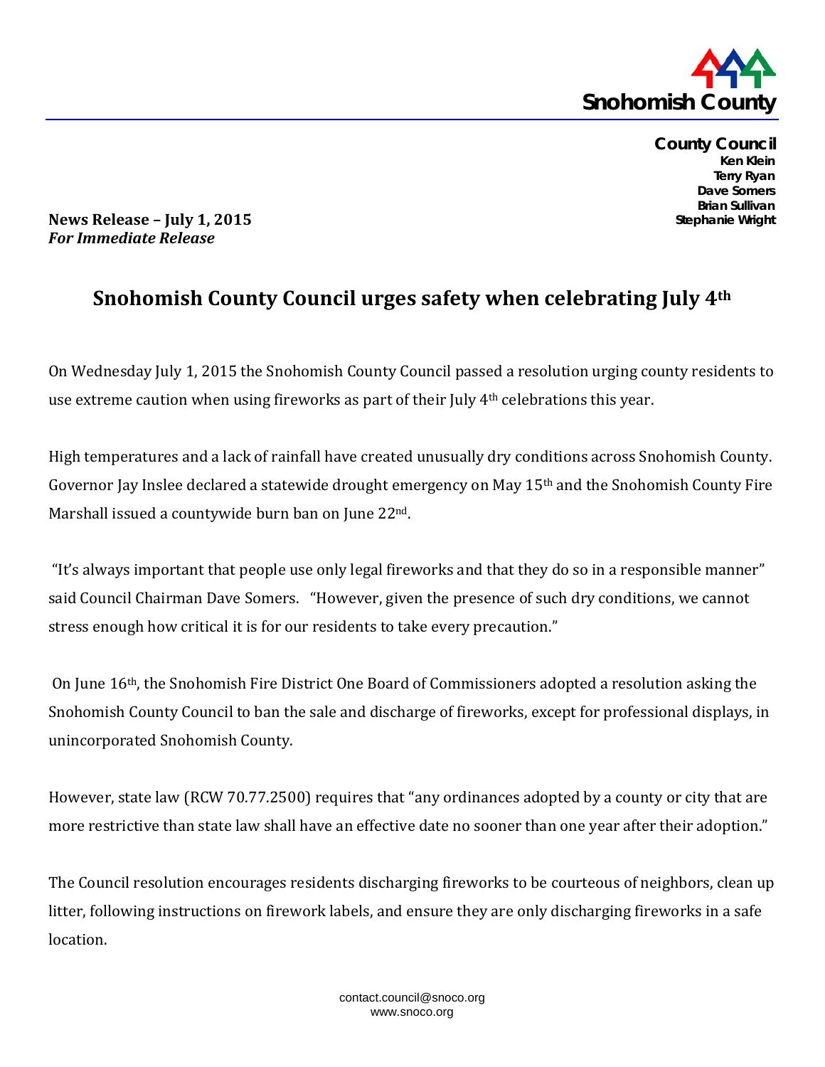**Snohomish County**

**County Council**
**Ken Klein**
**Terry Ryan**
**Dave Somers**
**Brian Sullivan**
**Stephanie Wright**

**News Release – July 1, 2015**
***For Immediate Release***

# Snohomish County Council urges safety when celebrating July 4th

On Wednesday July 1, 2015 the Snohomish County Council passed a resolution urging county residents to use extreme caution when using fireworks as part of their July 4th celebrations this year.

High temperatures and a lack of rainfall have created unusually dry conditions across Snohomish County. Governor Jay Inslee declared a statewide drought emergency on May 15th and the Snohomish County Fire Marshall issued a countywide burn ban on June 22nd.

"It's always important that people use only legal fireworks and that they do so in a responsible manner" said Council Chairman Dave Somers. "However, given the presence of such dry conditions, we cannot stress enough how critical it is for our residents to take every precaution."

On June 16th, the Snohomish Fire District One Board of Commissioners adopted a resolution asking the Snohomish County Council to ban the sale and discharge of fireworks, except for professional displays, in unincorporated Snohomish County.

However, state law (RCW 70.77.2500) requires that "any ordinances adopted by a county or city that are more restrictive than state law shall have an effective date no sooner than one year after their adoption."

The Council resolution encourages residents discharging fireworks to be courteous of neighbors, clean up litter, following instructions on firework labels, and ensure they are only discharging fireworks in a safe location.

contact.council@snoco.org
www.snoco.org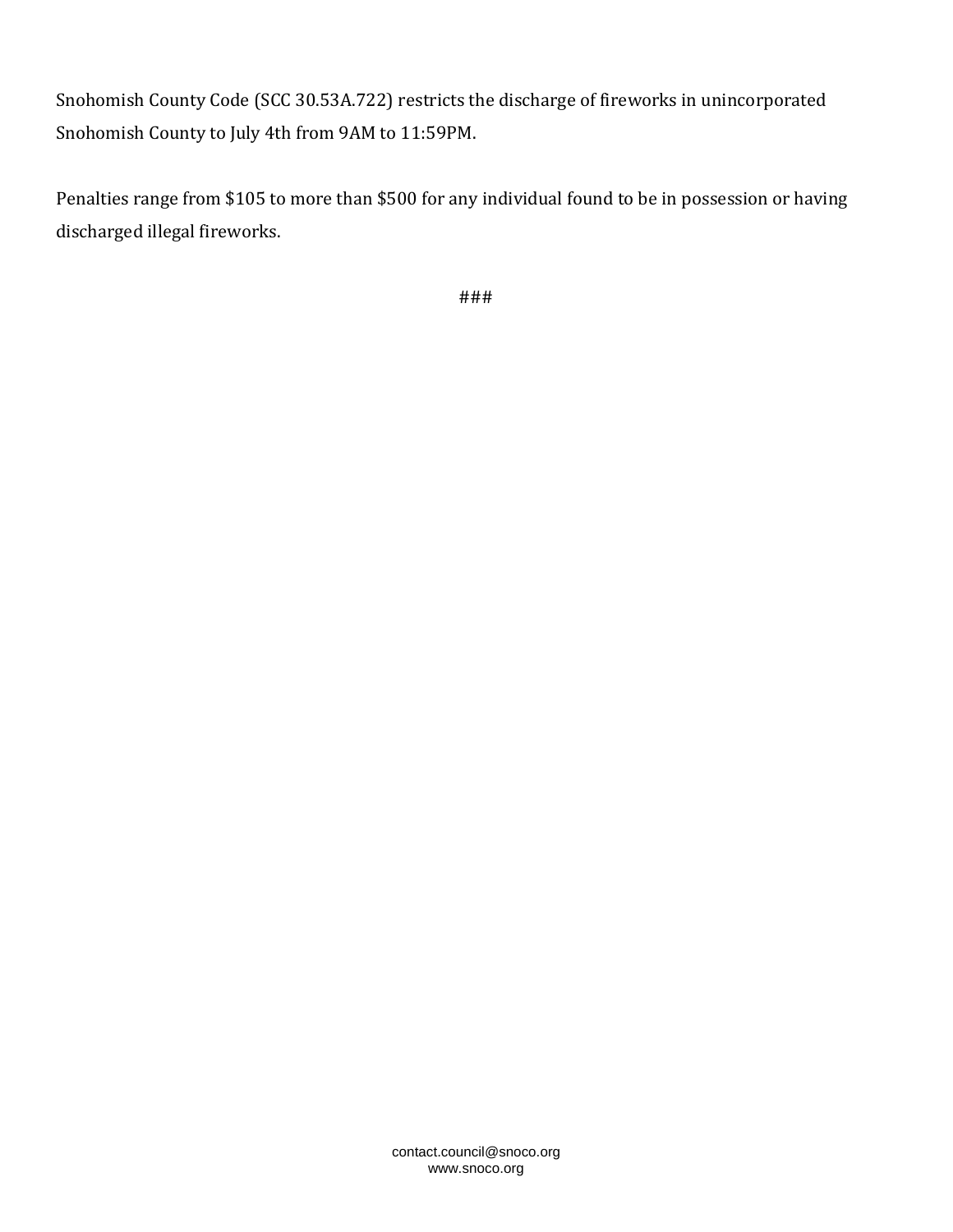Snohomish County Code (SCC 30.53A.722) restricts the discharge of fireworks in unincorporated Snohomish County to July 4th from 9AM to 11:59PM.

Penalties range from $105 to more than $500 for any individual found to be in possession or having discharged illegal fireworks.

###

contact.council@snoco.org
www.snoco.org